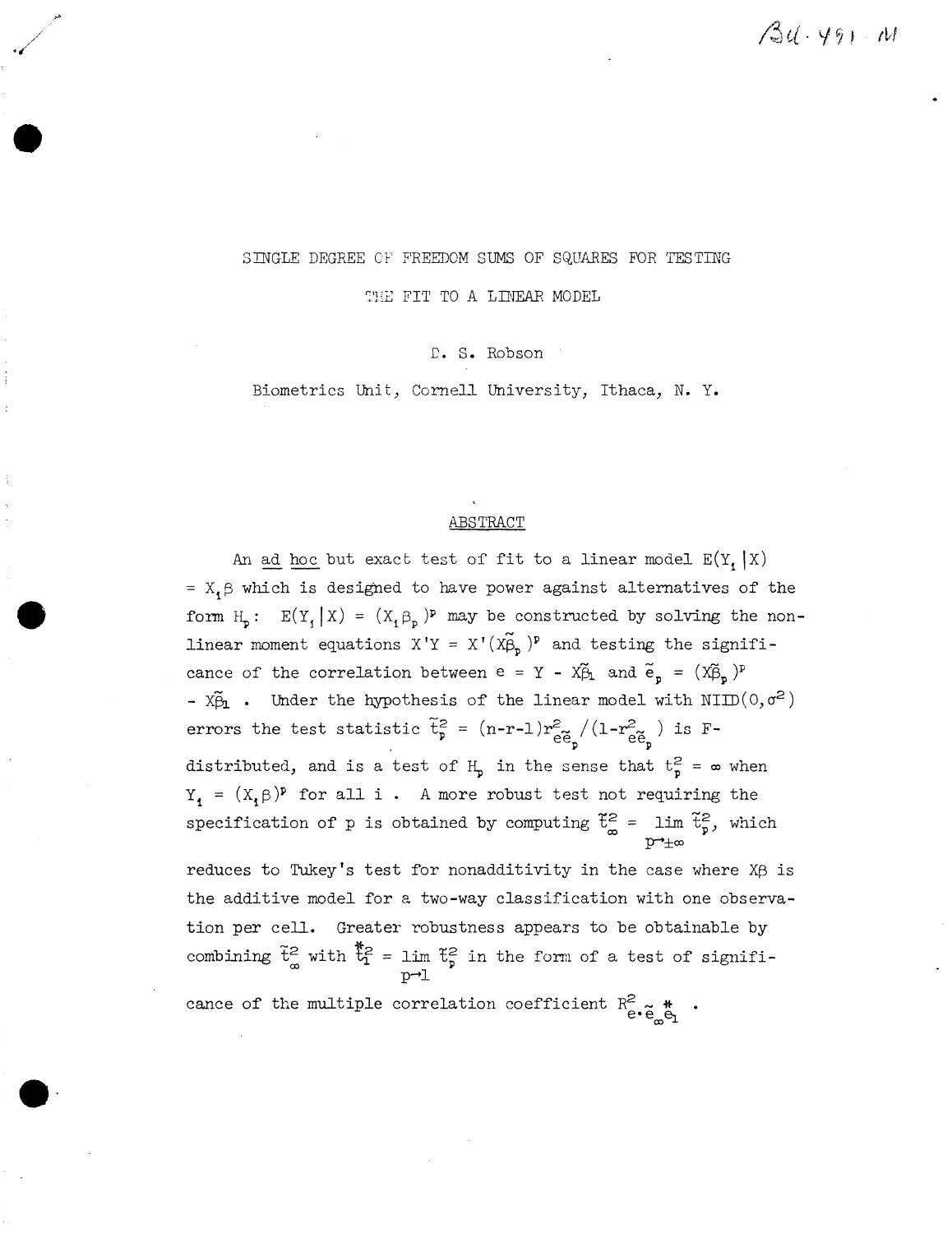BU-491-M

SINGLE DEGREE OF FREEDOM SUMS OF SQUARES FOR TESTING

THE FIT TO A LINEAR MODEL

D. S. Robson

Biometrics Unit, Cornell University, Ithaca, N. Y.

## ABSTRACT

An ad hoc but exact test of fit to a linear model $E(Y_i|X) = X_i\beta$ which is designed to have power against alternatives of the form $H_p$: $E(Y_i|X) = (X_i\beta_p)^p$ may be constructed by solving the non-linear moment equations $X'Y = X'(X\tilde{\beta}_p)^p$ and testing the significance of the correlation between $e = Y - X\tilde{\beta}_1$ and $\tilde{e}_p = (X\tilde{\beta}_p)^p - X\tilde{\beta}_1$. Under the hypothesis of the linear model with NIID$(0,\sigma^2)$ errors the test statistic $\tilde{t}_p^2 = (n-r-1)r^2_{e\tilde{e}_p}/(1-r^2_{e\tilde{e}_p})$ is F-distributed, and is a test of $H_p$ in the sense that $t_p^2 = \infty$ when $Y_i = (X_i\beta)^p$ for all i. A more robust test not requiring the specification of p is obtained by computing $\tilde{t}_\infty^2 = \lim_{p\to\pm\infty} \tilde{t}_p^2$, which reduces to Tukey's test for nonadditivity in the case where $X\beta$ is the additive model for a two-way classification with one observation per cell. Greater robustness appears to be obtainable by combining $\tilde{t}_\infty^2$ with $\overset{*}{t}{}_1^2 = \lim_{p\to 1} \tilde{t}_p^2$ in the form of a test of significance of the multiple correlation coefficient $R^2_{e\cdot\tilde{e}_\infty \overset{*}{e}_1}$.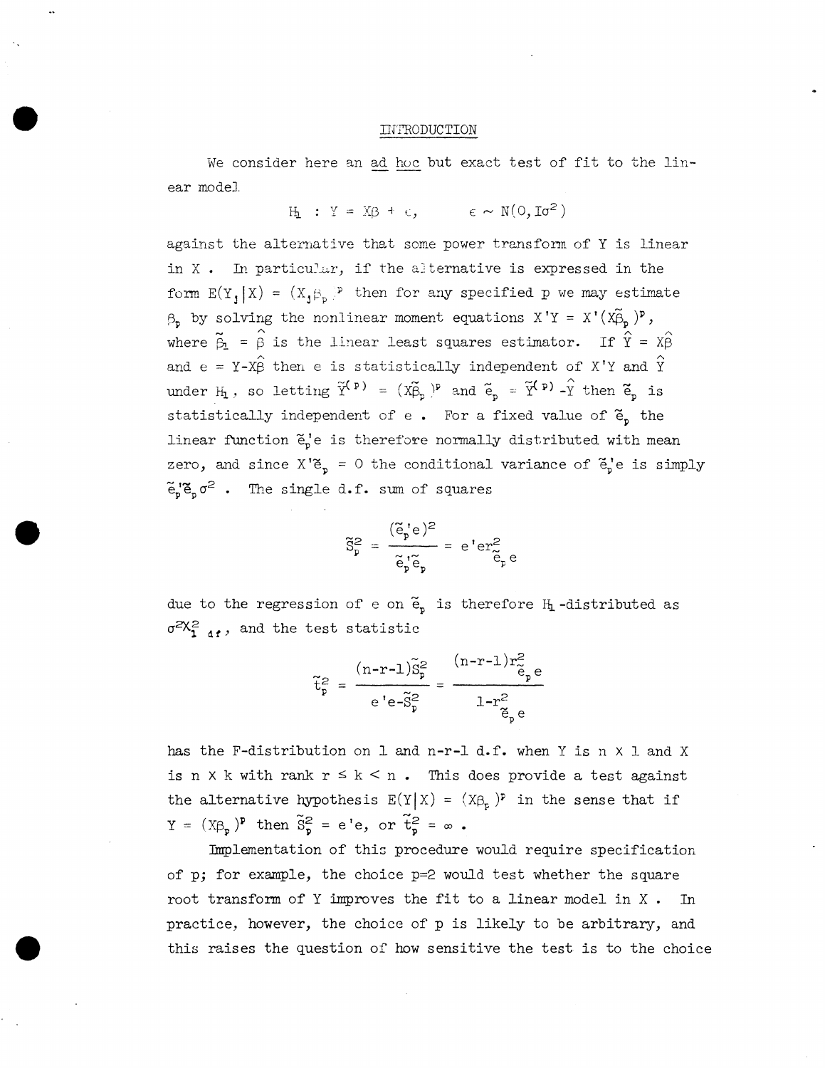## INTRODUCTION

We consider here an ad hoc but exact test of fit to the linear model

$$H_1 : Y = X\beta + \epsilon, \qquad \epsilon \sim N(0, I\sigma^2)$$

against the alternative that some power transform of Y is linear in X . In particular, if the alternative is expressed in the form $E(Y_j|X) = (X_j\beta_p)^p$ then for any specified p we may estimate $\beta_p$ by solving the nonlinear moment equations $X'Y = X'(X\tilde{\beta}_p)^p$, where $\tilde{\beta}_1 = \hat{\beta}$ is the linear least squares estimator. If $\hat{Y} = X\hat{\beta}$ and $e = Y - X\hat{\beta}$ then e is statistically independent of $X'Y$ and $\hat{Y}$ under $H_1$, so letting $\tilde{Y}^{(p)} = (X\tilde{\beta}_p)^p$ and $\tilde{e}_p = \tilde{Y}^{(p)} - \hat{Y}$ then $\tilde{e}_p$ is statistically independent of e . For a fixed value of $\tilde{e}_p$ the linear function $\tilde{e}_p'e$ is therefore normally distributed with mean zero, and since $X'\tilde{e}_p = 0$ the conditional variance of $\tilde{e}_p'e$ is simply $\tilde{e}_p'\tilde{e}_p\sigma^2$ . The single d.f. sum of squares

$$\tilde{S}_p^2 = \frac{(\tilde{e}_p'e)^2}{\tilde{e}_p'\tilde{e}_p} = e'er^2_{\tilde{e}_p e}$$

due to the regression of e on $\tilde{e}_p$ is therefore $H_1$-distributed as $\sigma^2\chi^2_{1\ df}$, and the test statistic

$$\tilde{t}_p^2 = \frac{(n-r-1)\tilde{S}_p^2}{e'e - \tilde{S}_p^2} = \frac{(n-r-1)r^2_{\tilde{e}_p e}}{1 - r^2_{\tilde{e}_p e}}$$

has the F-distribution on 1 and n-r-1 d.f. when Y is n × 1 and X is n × k with rank $r \leq k < n$ . This does provide a test against the alternative hypothesis $E(Y|X) = (X\beta_p)^p$ in the sense that if $Y = (X\beta_p)^p$ then $\tilde{S}_p^2 = e'e$, or $\tilde{t}_p^2 = \infty$ .

Implementation of this procedure would require specification of p; for example, the choice p=2 would test whether the square root transform of Y improves the fit to a linear model in X . In practice, however, the choice of p is likely to be arbitrary, and this raises the question of how sensitive the test is to the choice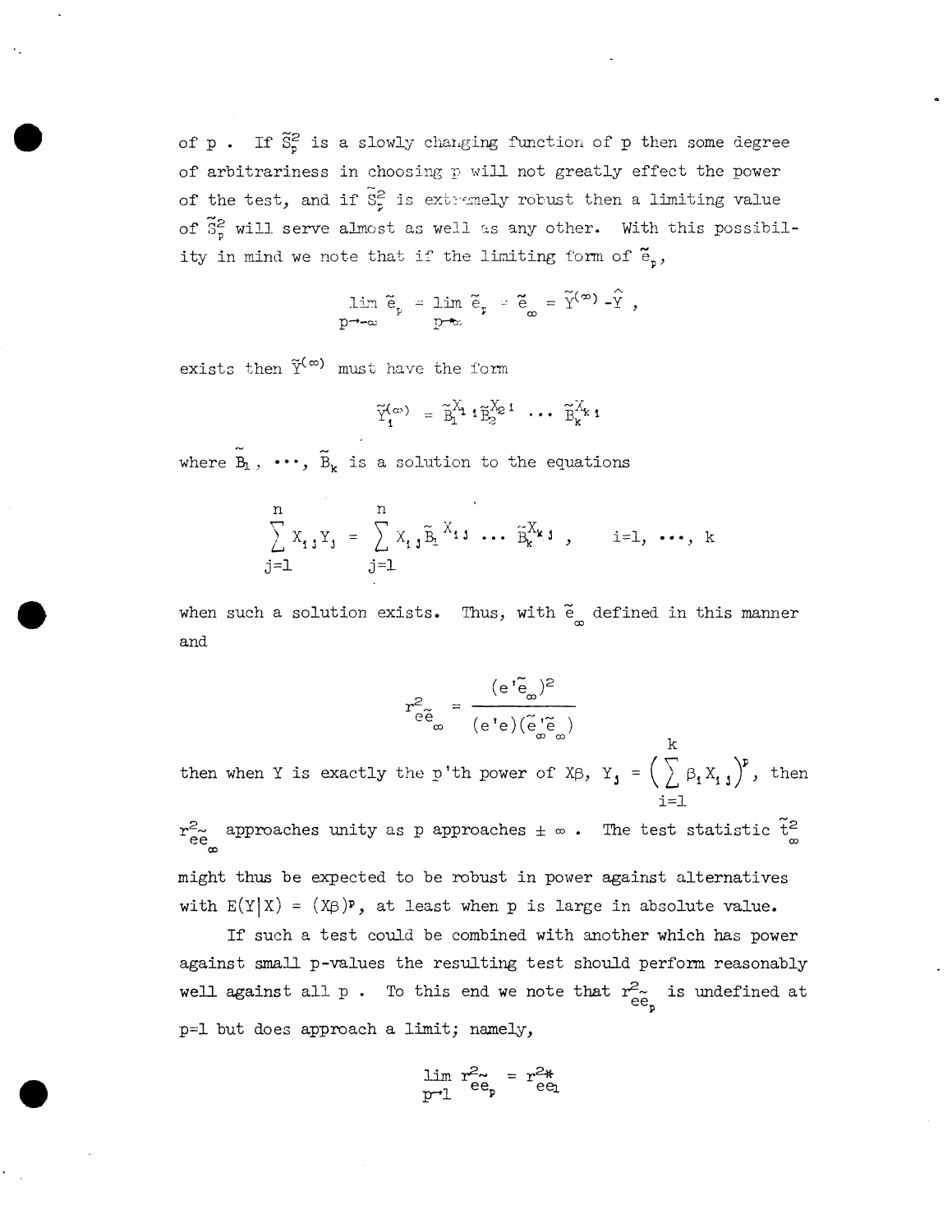of p . If $\tilde{S}_p^2$ is a slowly changing function of p then some degree of arbitrariness in choosing p will not greatly effect the power of the test, and if $\tilde{S}_p^2$ is extremely robust then a limiting value of $\tilde{S}_p^2$ will serve almost as well as any other. With this possibility in mind we note that if the limiting form of $\tilde{e}_p$,

$$\lim_{p\to-\infty} \tilde{e}_p = \lim_{p\to\infty} \tilde{e}_p = \tilde{e}_\infty = \tilde{Y}^{(\infty)} - \hat{Y} ,$$

exists then $\tilde{Y}^{(\infty)}$ must have the form

$$\tilde{Y}_i^{(\infty)} = \tilde{B}_1^{X_{1i}} \tilde{B}_2^{X_{2i}} \cdots \tilde{B}_k^{X_{ki}}$$

where $\tilde{B}_1, \cdots, \tilde{B}_k$ is a solution to the equations

$$\sum_{j=1}^{n} X_{ij} Y_j = \sum_{j=1}^{n} X_{ij} \tilde{B}_1^{X_{1j}} \cdots \tilde{B}_k^{X_{kj}} , \qquad i=1, \cdots, k$$

when such a solution exists. Thus, with $\tilde{e}_\infty$ defined in this manner and

$$r^2_{e\tilde{e}_\infty} = \frac{(e'\tilde{e}_\infty)^2}{(e'e)(\tilde{e}_\infty'\tilde{e}_\infty)}$$

then when Y is exactly the p'th power of $X\beta$, $Y_j = \left(\sum_{i=1}^{k} \beta_i X_{ij}\right)^p$, then $r^2_{e\tilde{e}_\infty}$ approaches unity as p approaches $\pm\infty$. The test statistic $\tilde{t}^2_\infty$ might thus be expected to be robust in power against alternatives with $E(Y|X) = (X\beta)^p$, at least when p is large in absolute value.

If such a test could be combined with another which has power against small p-values the resulting test should perform reasonably well against all p . To this end we note that $r^2_{e\tilde{e}_p}$ is undefined at p=1 but does approach a limit; namely,

$$\lim_{p\to1} r^2_{e\tilde{e}_p} = r^{2*}_{ee_1}$$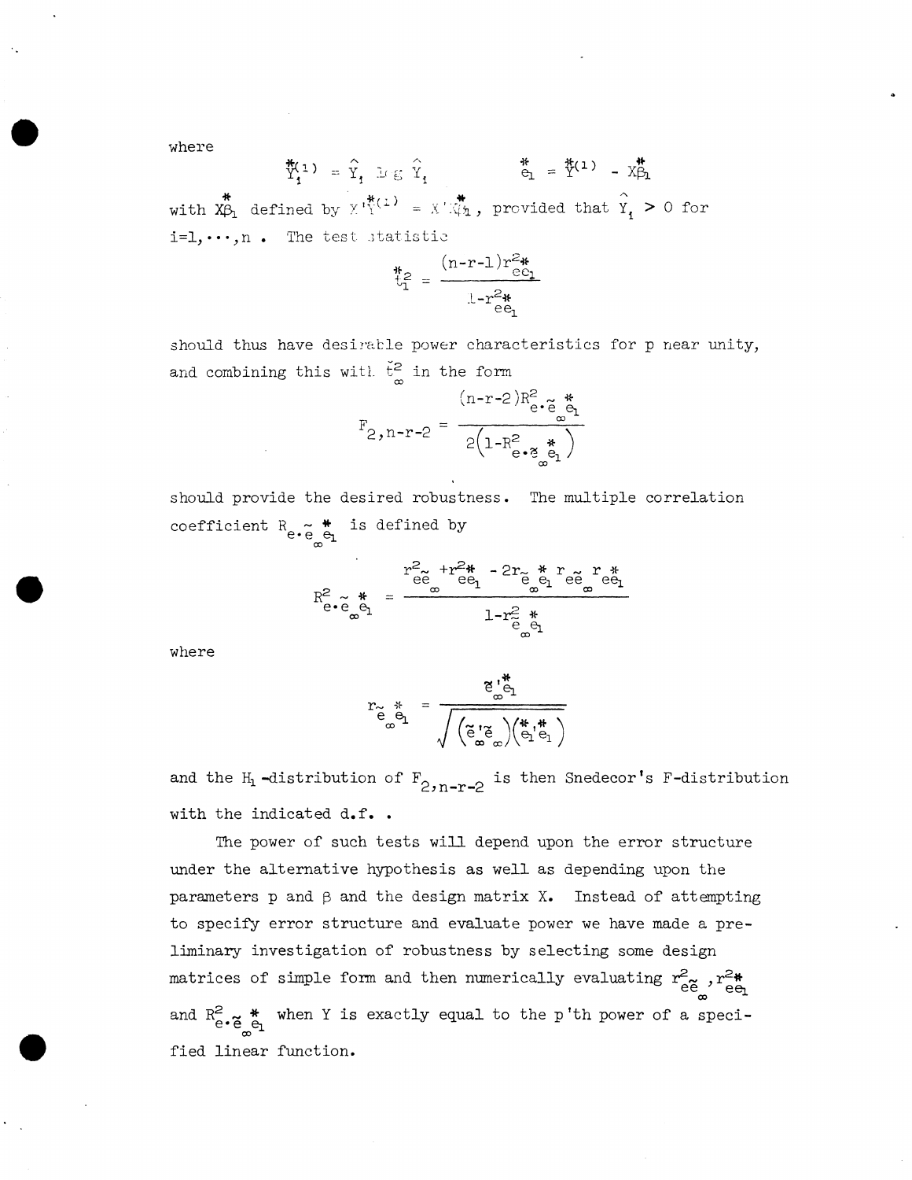where

$$\overset{*}{Y}_i^{(1)} = \hat{Y}_i \log \hat{Y}_i \qquad\qquad \overset{*}{e}_1 = \overset{*}{Y}^{(1)} - X\overset{*}{\beta}_1$$

with $X\overset{*}{\beta}_1$ defined by $X'\overset{*}{Y}^{(1)} = X'X\overset{*}{\beta}_1$, provided that $\hat{Y}_i > 0$ for $i=1,\cdots,n$. The test statistic

$$\overset{*}{t}_1^2 = \frac{(n-r-1)r^{2*}_{ee_1}}{1-r^{2*}_{ee_1}}$$

should thus have desirable power characteristics for p near unity, and combining this with $\tilde{t}^2_\infty$ in the form

$$F_{2,n-r-2} = \frac{(n-r-2)R^2_{e\cdot\tilde{e}_\infty \overset{*}{e}_1}}{2\left(1-R^2_{e\cdot\tilde{e}_\infty \overset{*}{e}_1}\right)}$$

should provide the desired robustness. The multiple correlation coefficient $R_{e\cdot\tilde{e}_\infty \overset{*}{e}_1}$ is defined by

$$R^2_{e\cdot\tilde{e}_\infty \overset{*}{e}_1} = \frac{r^2_{e\tilde{e}_\infty} + r^{2*}_{ee_1} - 2r_{\tilde{e}_\infty \overset{*}{e}_1} r_{e\tilde{e}_\infty} r_{e\overset{*}{e}_1}}{1-r^2_{\tilde{e}_\infty \overset{*}{e}_1}}$$

where

$$r_{\tilde{e}_\infty \overset{*}{e}_1} = \frac{\tilde{e}'_\infty \overset{*}{e}_1}{\sqrt{\left(\tilde{e}'_\infty \tilde{e}_\infty\right)\left(\overset{*}{e}'_1 \overset{*}{e}_1\right)}}$$

and the $H_1$-distribution of $F_{2,n-r-2}$ is then Snedecor's F-distribution with the indicated d.f. .

The power of such tests will depend upon the error structure under the alternative hypothesis as well as depending upon the parameters p and $\beta$ and the design matrix X. Instead of attempting to specify error structure and evaluate power we have made a preliminary investigation of robustness by selecting some design matrices of simple form and then numerically evaluating $r^2_{e\tilde{e}_\infty}$, $r^{2*}_{ee_1}$ and $R^2_{e\cdot\tilde{e}_\infty \overset{*}{e}_1}$ when Y is exactly equal to the p'th power of a specified linear function.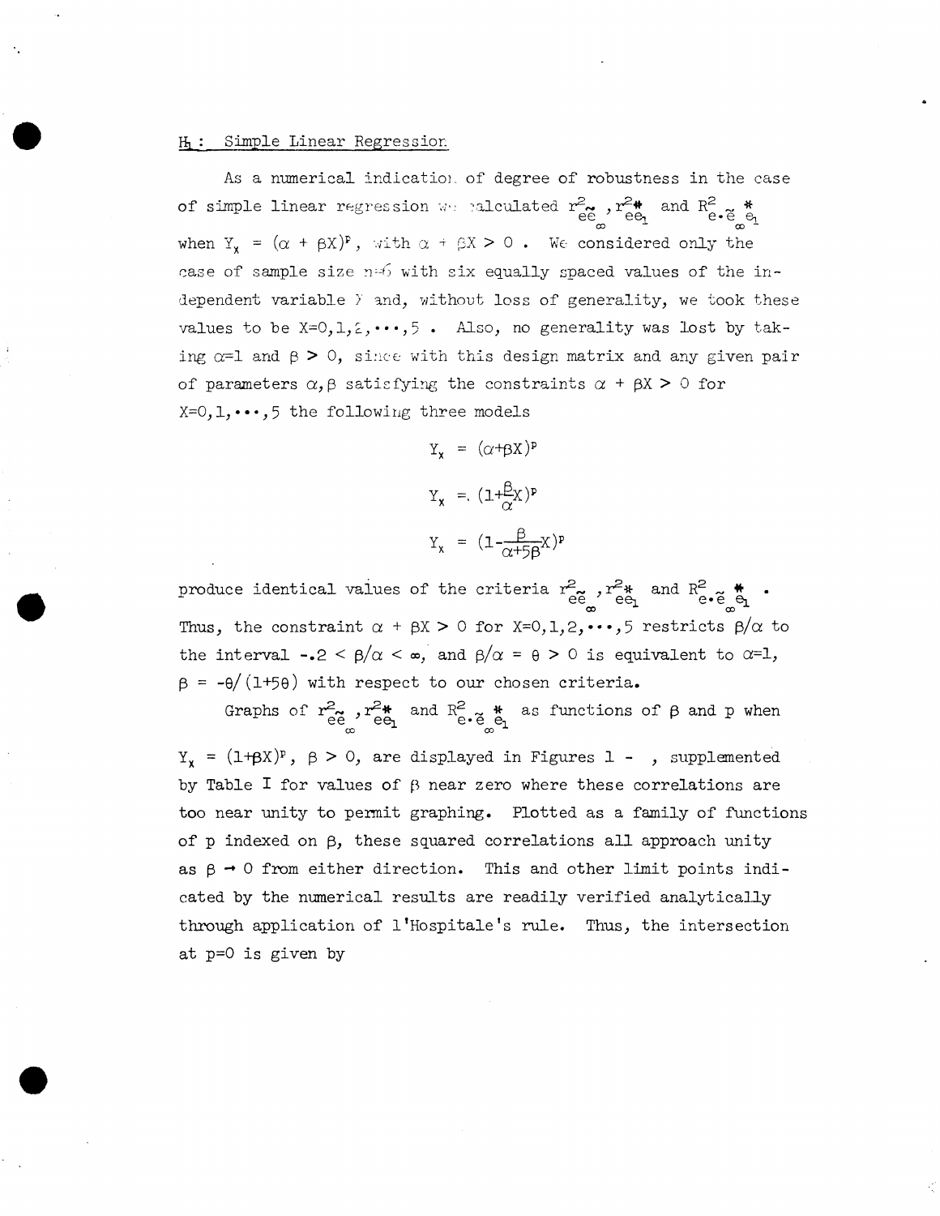## $H_1$: Simple Linear Regression

As a numerical indication of degree of robustness in the case of simple linear regression we calculated $r^2_{e\tilde{e}_\infty}$, $r^2_{ee_1^*}$ and $R^2_{e\cdot\tilde{e}_\infty e_1^*}$ when $Y_x = (\alpha + \beta X)^p$, with $\alpha + \beta X > 0$. We considered only the case of sample size n=6 with six equally spaced values of the independent variable X and, without loss of generality, we took these values to be X=0,1,2,⋯,5. Also, no generality was lost by taking $\alpha$=1 and $\beta > 0$, since with this design matrix and any given pair of parameters $\alpha, \beta$ satisfying the constraints $\alpha + \beta X > 0$ for X=0,1,⋯,5 the following three models

$$Y_x = (\alpha+\beta X)^p$$

$$Y_x = (1+\frac{\beta}{\alpha}X)^p$$

$$Y_x = (1-\frac{\beta}{\alpha+5\beta}X)^p$$

produce identical values of the criteria $r^2_{e\tilde{e}_\infty}$, $r^2_{ee_1^*}$ and $R^2_{e\cdot\tilde{e}_\infty e_1^*}$. Thus, the constraint $\alpha + \beta X > 0$ for X=0,1,2,⋯,5 restricts $\beta/\alpha$ to the interval $-.2 < \beta/\alpha < \infty$, and $\beta/\alpha = \theta > 0$ is equivalent to $\alpha$=1, $\beta = -\theta/(1+5\theta)$ with respect to our chosen criteria.

Graphs of $r^2_{e\tilde{e}_\infty}$, $r^2_{ee_1^*}$ and $R^2_{e\cdot\tilde{e}_\infty e_1^*}$ as functions of $\beta$ and p when $Y_x = (1+\beta X)^p$, $\beta > 0$, are displayed in Figures 1 - , supplemented by Table I for values of $\beta$ near zero where these correlations are too near unity to permit graphing. Plotted as a family of functions of p indexed on $\beta$, these squared correlations all approach unity as $\beta \to 0$ from either direction. This and other limit points indicated by the numerical results are readily verified analytically through application of l'Hospitale's rule. Thus, the intersection at p=0 is given by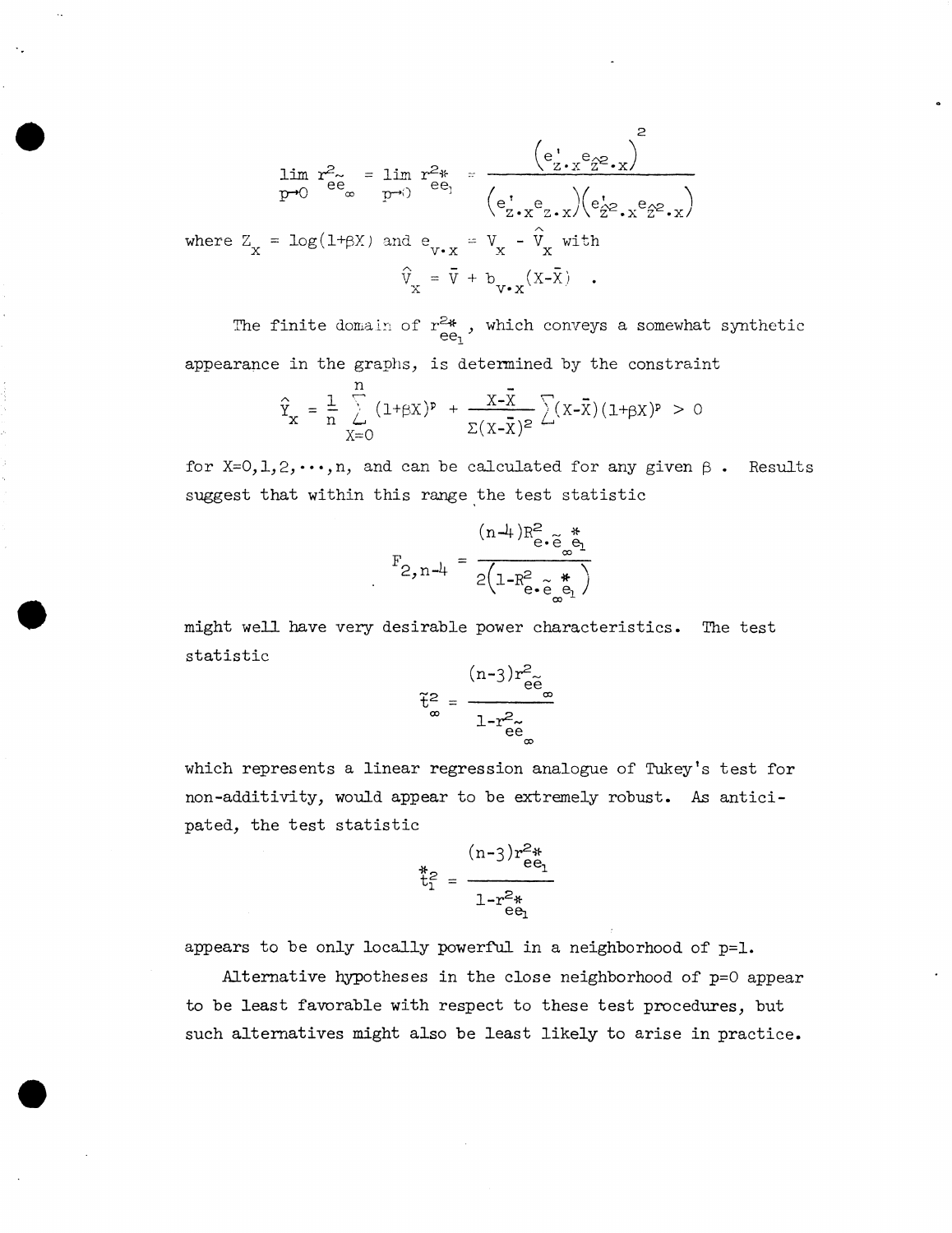$$\lim_{p\to 0} r^2_{e\tilde{e}_\infty} = \lim_{p\to 0} r^{2*}_{ee_1} = \frac{\left(e'_{z\cdot x} e_{\hat{z}^2\cdot x}\right)^2}{\left(e'_{z\cdot x} e_{z\cdot x}\right)\left(e'_{\hat{z}^2\cdot x} e_{\hat{z}^2\cdot x}\right)}$$

where $Z_x = \log(1+\beta X)$ and $e_{v\cdot x} = V_x - \hat{V}_x$ with

$$\hat{V}_x = \bar{V} + b_{v\cdot x}(X-\bar{X}) \quad .$$

The finite domain of $r^{2*}_{ee_1}$, which conveys a somewhat synthetic appearance in the graphs, is determined by the constraint

$$\hat{Y}_x = \frac{1}{n}\sum_{X=0}^{n}(1+\beta X)^p + \frac{X-\bar{X}}{\Sigma(X-\bar{X})^2}\sum(X-\bar{X})(1+\beta X)^p > 0$$

for $X=0,1,2,\cdots,n$, and can be calculated for any given $\beta$ . Results suggest that within this range the test statistic

$$F_{2,n-4} = \frac{(n-4)R^2_{e\cdot\tilde{e}_\infty \overset{*}{e}_1}}{2\left(1-R^2_{e\cdot\tilde{e}_\infty \overset{*}{e}_1}\right)}$$

might well have very desirable power characteristics. The test statistic

$$\tilde{t}^2_\infty = \frac{(n-3)r^2_{e\tilde{e}_\infty}}{1-r^2_{e\tilde{e}_\infty}}$$

which represents a linear regression analogue of Tukey's test for non-additivity, would appear to be extremely robust. As anticipated, the test statistic

$$\overset{*}{t}{}^2_1 = \frac{(n-3)r^{2*}_{ee_1}}{1-r^{2*}_{ee_1}}$$

appears to be only locally powerful in a neighborhood of p=1.

Alternative hypotheses in the close neighborhood of p=0 appear to be least favorable with respect to these test procedures, but such alternatives might also be least likely to arise in practice.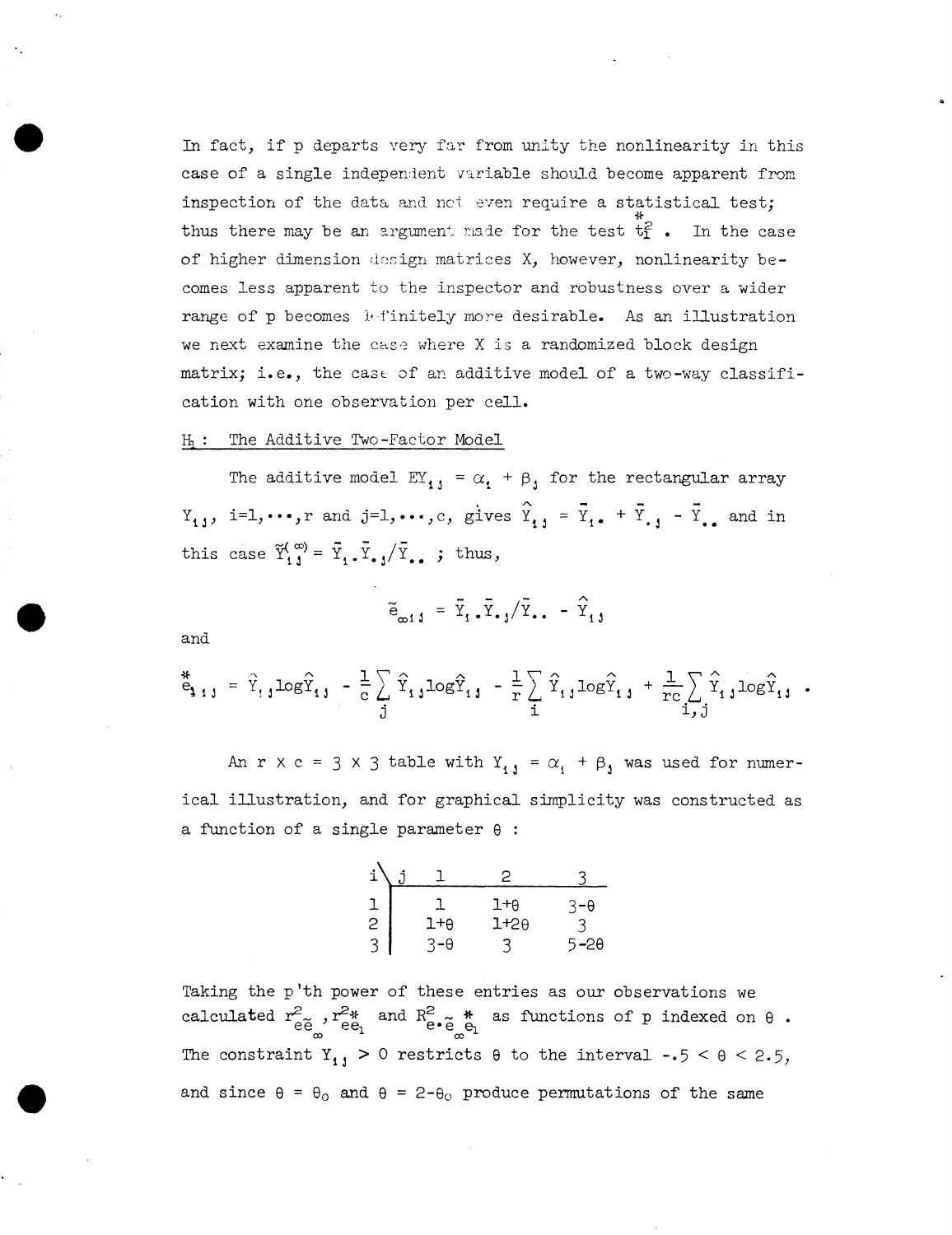In fact, if p departs very far from unity the nonlinearity in this case of a single independent variable should become apparent from inspection of the data and not even require a statistical test; thus there may be an argument made for the test $\overset{*}{t}{}_1^2$ . In the case of higher dimension design matrices X, however, nonlinearity becomes less apparent to the inspector and robustness over a wider range of p becomes definitely more desirable. As an illustration we next examine the case where X is a randomized block design matrix; i.e., the case of an additive model of a two-way classification with one observation per cell.

$H_1$ : The Additive Two-Factor Model

The additive model $EY_{ij} = \alpha_i + \beta_j$ for the rectangular array $Y_{ij}$, $i=1,\cdots,r$ and $j=1,\cdots,c$, gives $\hat{Y}_{ij} = \bar{Y}_{i\cdot} + \bar{Y}_{\cdot j} - \bar{Y}_{\cdot\cdot}$ and in this case $\tilde{Y}_{ij}^{(\infty)} = \bar{Y}_{i\cdot}\bar{Y}_{\cdot j}/\bar{Y}_{\cdot\cdot}$ ; thus,

$$\tilde{e}_{\infty ij} = \bar{Y}_{i\cdot}\bar{Y}_{\cdot j}/\bar{Y}_{\cdot\cdot} - \hat{Y}_{ij}$$

and

$$\overset{*}{e}_{1ij} = \hat{Y}_{ij}\log\hat{Y}_{ij} - \frac{1}{c}\sum_j \hat{Y}_{ij}\log\hat{Y}_{ij} - \frac{1}{r}\sum_i \hat{Y}_{ij}\log\hat{Y}_{ij} + \frac{1}{rc}\sum_{i,j} \hat{Y}_{ij}\log\hat{Y}_{ij} .$$

An $r \times c = 3 \times 3$ table with $Y_{ij} = \alpha_i + \beta_j$ was used for numerical illustration, and for graphical simplicity was constructed as a function of a single parameter $\theta$ :

| i \ j | 1 | 2 | 3 |
|---|---|---|---|
| 1 | 1 | $1+\theta$ | $3-\theta$ |
| 2 | $1+\theta$ | $1+2\theta$ | 3 |
| 3 | $3-\theta$ | 3 | $5-2\theta$ |

Taking the p'th power of these entries as our observations we calculated $r^2_{e\tilde{e}_\infty}$, $r^2_{e\overset{*}{e}_1}$ and $R^2_{e\cdot\tilde{e}_\infty\overset{*}{e}_1}$ as functions of p indexed on $\theta$ . The constraint $Y_{ij} > 0$ restricts $\theta$ to the interval $-.5 < \theta < 2.5$, and since $\theta = \theta_0$ and $\theta = 2-\theta_0$ produce permutations of the same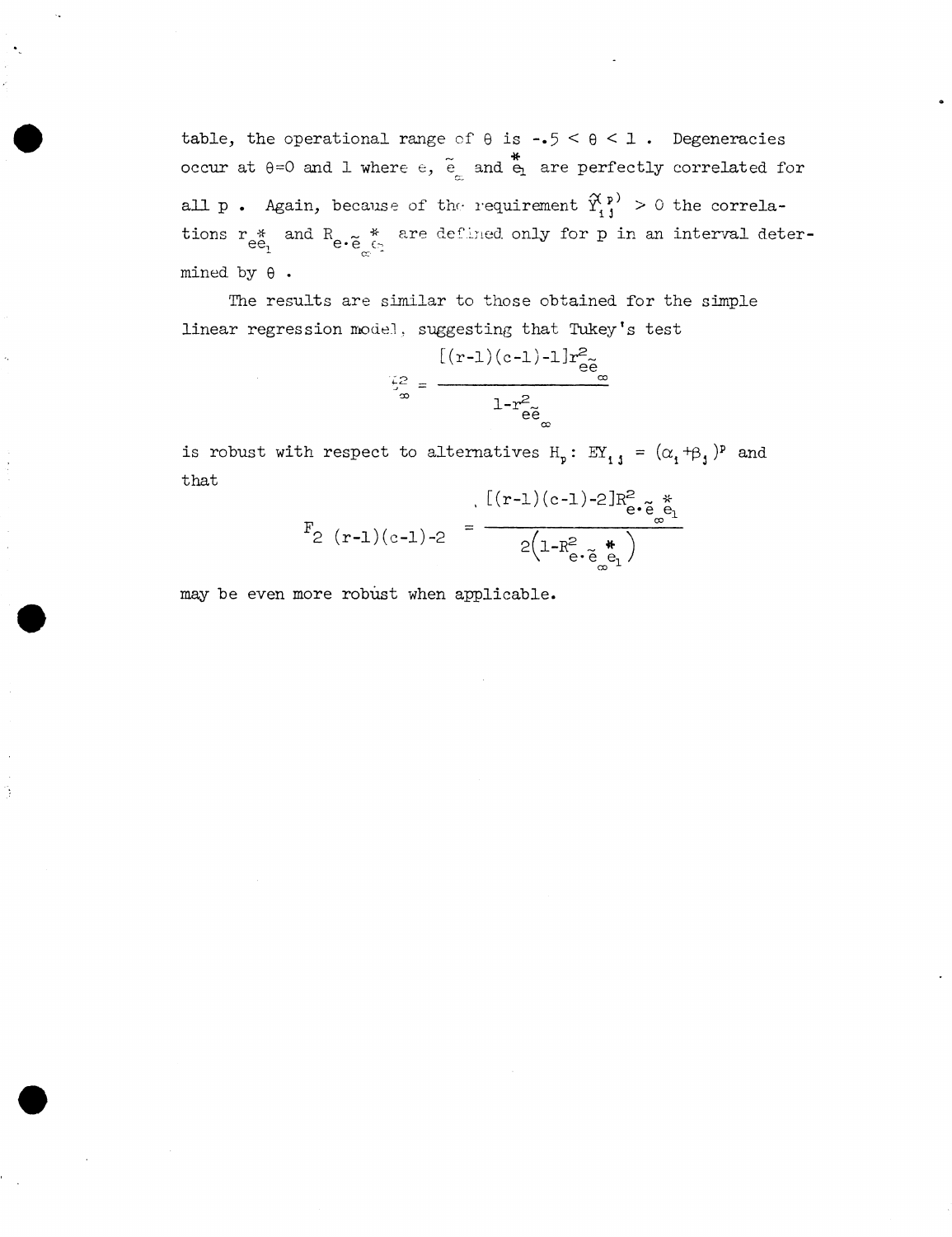table, the operational range of $\theta$ is $-.5 < \theta < 1$. Degeneracies occur at $\theta=0$ and 1 where $e$, $\tilde{e}_{\infty}$ and $\overset{*}{e}_1$ are perfectly correlated for all $p$. Again, because of the requirement $\hat{Y}_{ij}^{(p)} > 0$ the correlations $r_{e\overset{*}{e}_1}$ and $R_{e\cdot\tilde{e}_{\infty}\overset{*}{e}_1}$ are defined only for $p$ in an interval determined by $\theta$.

The results are similar to those obtained for the simple linear regression model, suggesting that Tukey's test

$$\xi^2_{\infty} = \frac{[(r-1)(c-1)-1]r^2_{e\tilde{e}_{\infty}}}{1-r^2_{e\tilde{e}_{\infty}}}$$

is robust with respect to alternatives $H_p$: $EY_{ij} = (\alpha_i+\beta_j)^p$ and that

$$F_{2\ (r-1)(c-1)-2} = \frac{[(r-1)(c-1)-2]R^2_{e\cdot\tilde{e}_{\infty}\overset{*}{e}_1}}{2\left(1-R^2_{e\cdot\tilde{e}_{\infty}\overset{*}{e}_1}\right)}$$

may be even more robust when applicable.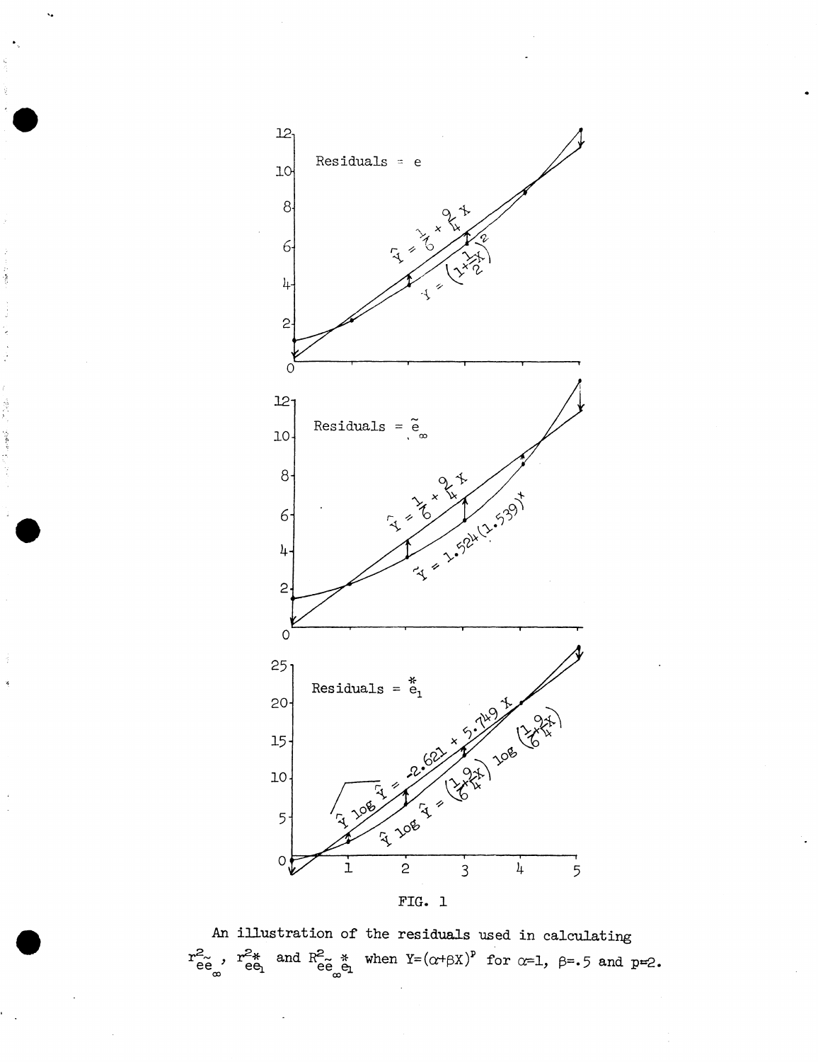12
10
8
6
4
2
0

Residuals = e

$\hat{Y} = \frac{1}{6} + \frac{9}{4}X$

$Y = \left(1+\frac{1}{2}X\right)^2$

12
10
8
6
4
2
0

Residuals = $\tilde{e}_\infty$

$\hat{Y} = \frac{1}{6} + \frac{9}{4}X$

$\tilde{Y} = 1.524(1.539)^X$

25
20
15
10
5
0

Residuals = $\overset{*}{e}_1$

$\widehat{\hat{Y}\log\hat{Y}} = -2.621 + 5.749\,X$

$\hat{Y}\log\hat{Y} = \left(\frac{1}{6}+\frac{9}{4}X\right)\log\left(\frac{1}{6}+\frac{9}{4}X\right)$

1 2 3 4 5

FIG. 1

An illustration of the residuals used in calculating $r^2_{e\tilde{e}_\infty}$, $r^2_{e\overset{*}{e}_1}$ and $R^2_{e\tilde{e}_\infty\overset{*}{e}_1}$ when $Y=(\alpha+\beta X)^p$ for $\alpha=1$, $\beta=.5$ and $p=2$.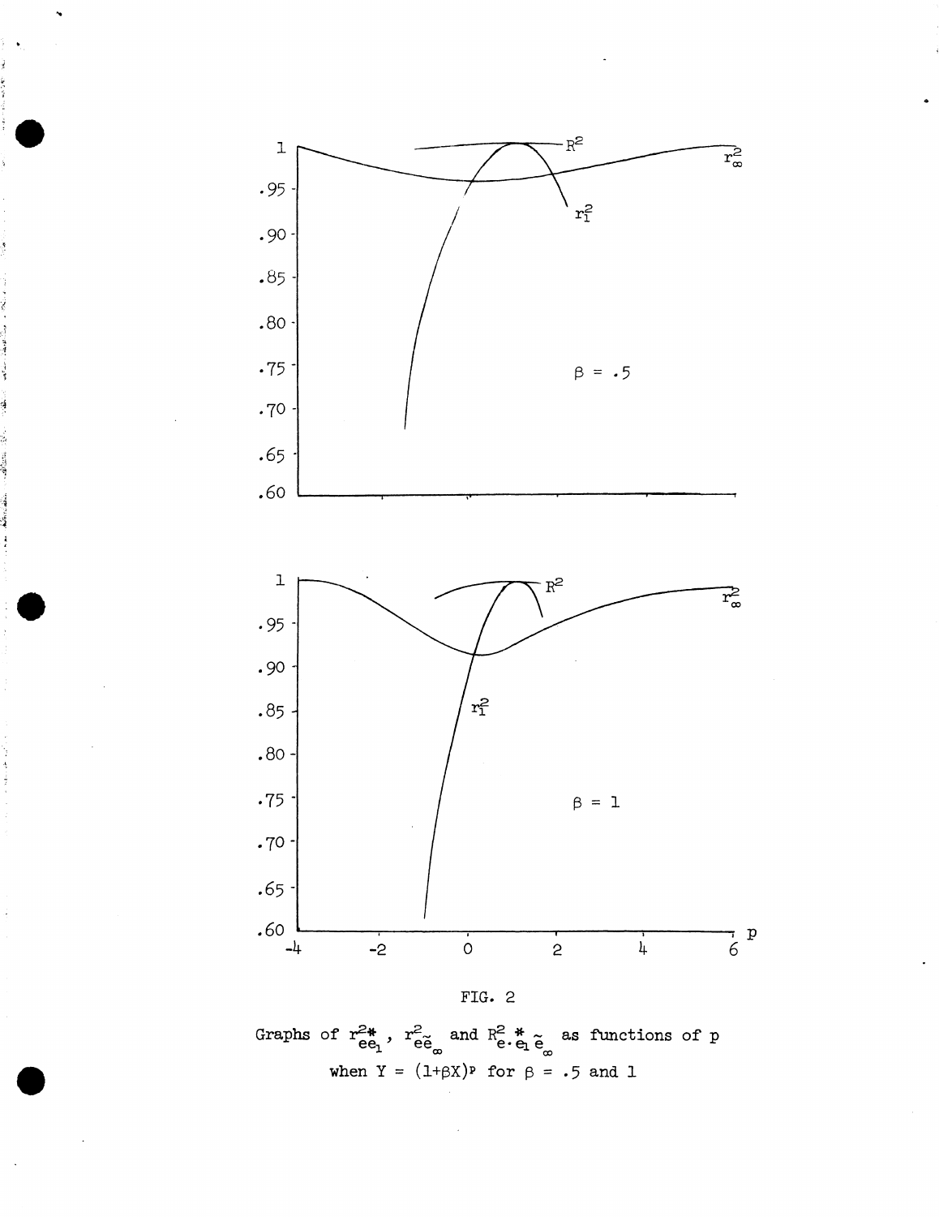1

.95

.90

.85

.80

.75

.70

.65

.60

$R^2$

$r_\infty^2$

$r_1^2$

$\beta = .5$

1

.95

.90

.85

.80

.75

.70

.65

.60

$R^2$

$r_\infty^2$

$r_1^2$

$\beta = 1$

-4 -2 0 2 4 6 p

FIG. 2

Graphs of $r^{2*}_{ee_1}$, $r^2_{e\tilde{e}_\infty}$ and $R^2_{e \cdot e_1^* \tilde{e}_\infty}$ as functions of p when $Y = (1+\beta X)^p$ for $\beta = .5$ and 1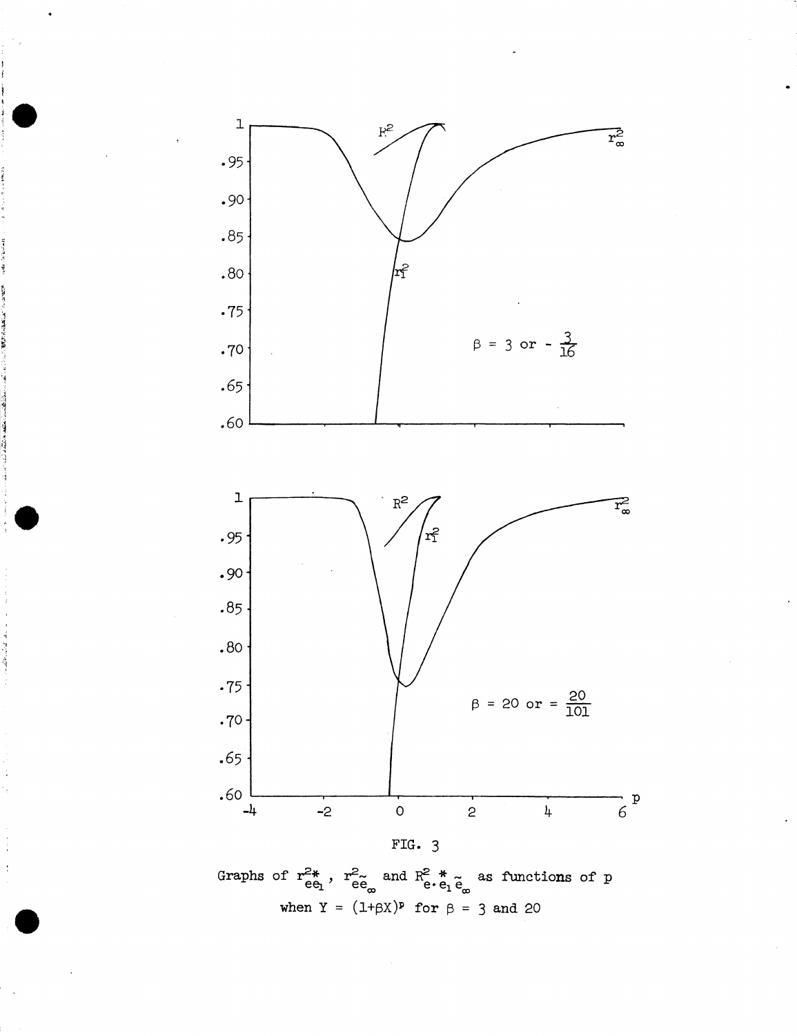1

.95

.90

.85

.80

.75

.70

.65

.60

$R^2$

$r_1^2$

$r_\infty^2$

$\beta = 3$ or $-\frac{3}{16}$

1

.95

.90

.85

.80

.75

.70

.65

.60

-4 -2 0 2 4 6 p

$R^2$

$r_1^2$

$r_\infty^2$

$\beta = 20$ or $= \frac{20}{101}$

FIG. 3

Graphs of $r^{2}_{ee_1^*}$, $r^{2}_{e\tilde{e}_\infty}$ and $R^{2}_{e \cdot e_1^* \tilde{e}_\infty}$ as functions of p when $Y = (1+\beta X)^p$ for $\beta = 3$ and 20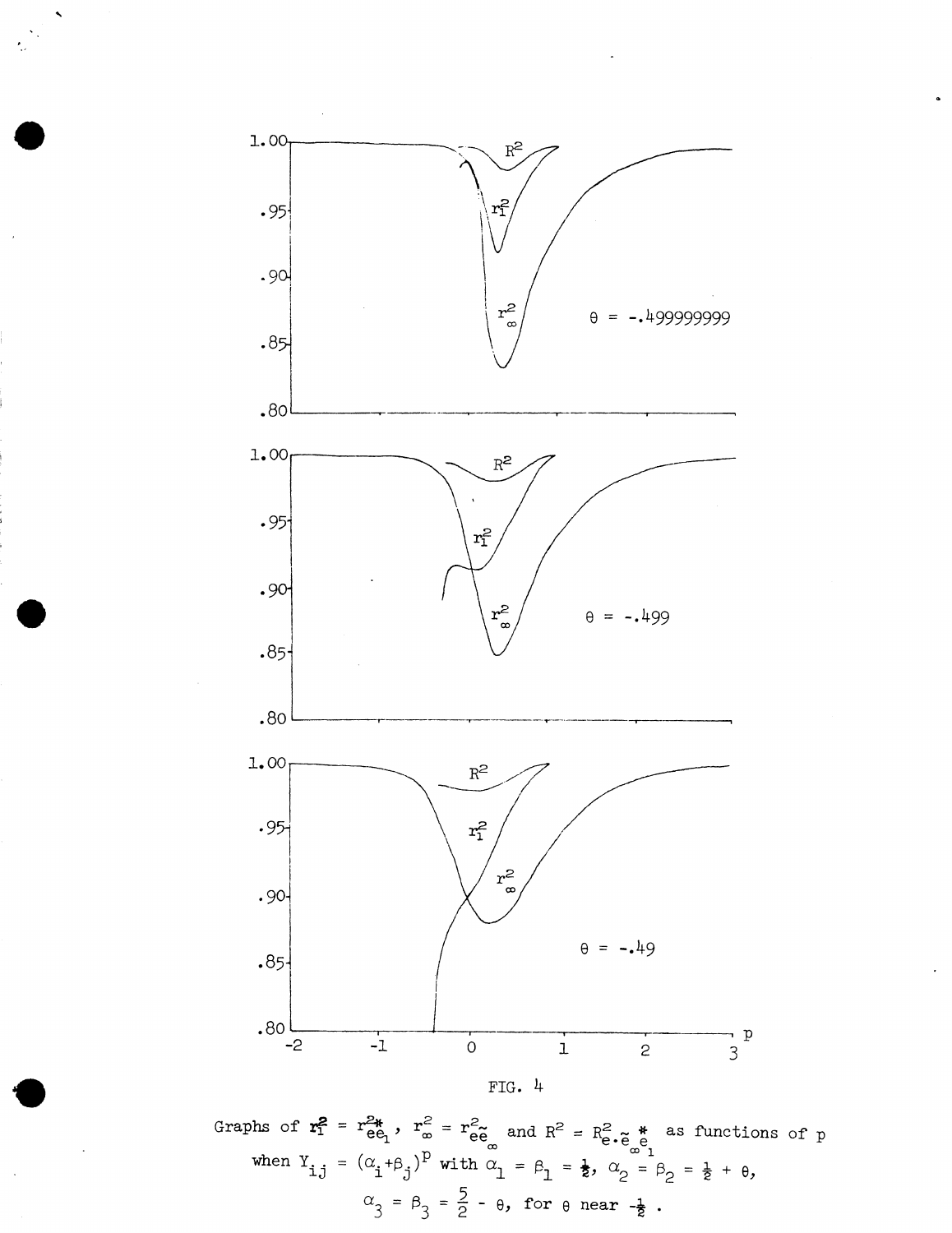1.00

.95

.90

.85

.80

$R^2$

$r_1^2$

$r_\infty^2$

$\theta = -.499999999$

1.00

.95

.90

.85

.80

$R^2$

$r_1^2$

$r_\infty^2$

$\theta = -.499$

1.00

.95

.90

.85

.80

$R^2$

$r_1^2$

$r_\infty^2$

$\theta = -.49$

-2 -1 0 1 2 3 p

FIG. 4

Graphs of $r_1^2 = r^2_{ee_1^*}$, $r_\infty^2 = r^2_{e\tilde{e}_\infty}$ and $R^2 = R^2_{e\cdot\tilde{e}_\infty e_1^*}$ as functions of p when $Y_{ij} = (\alpha_i + \beta_j)^p$ with $\alpha_1 = \beta_1 = \frac{1}{2}$, $\alpha_2 = \beta_2 = \frac{1}{2} + \theta$, $\alpha_3 = \beta_3 = \frac{5}{2} - \theta$, for $\theta$ near $-\frac{1}{2}$.